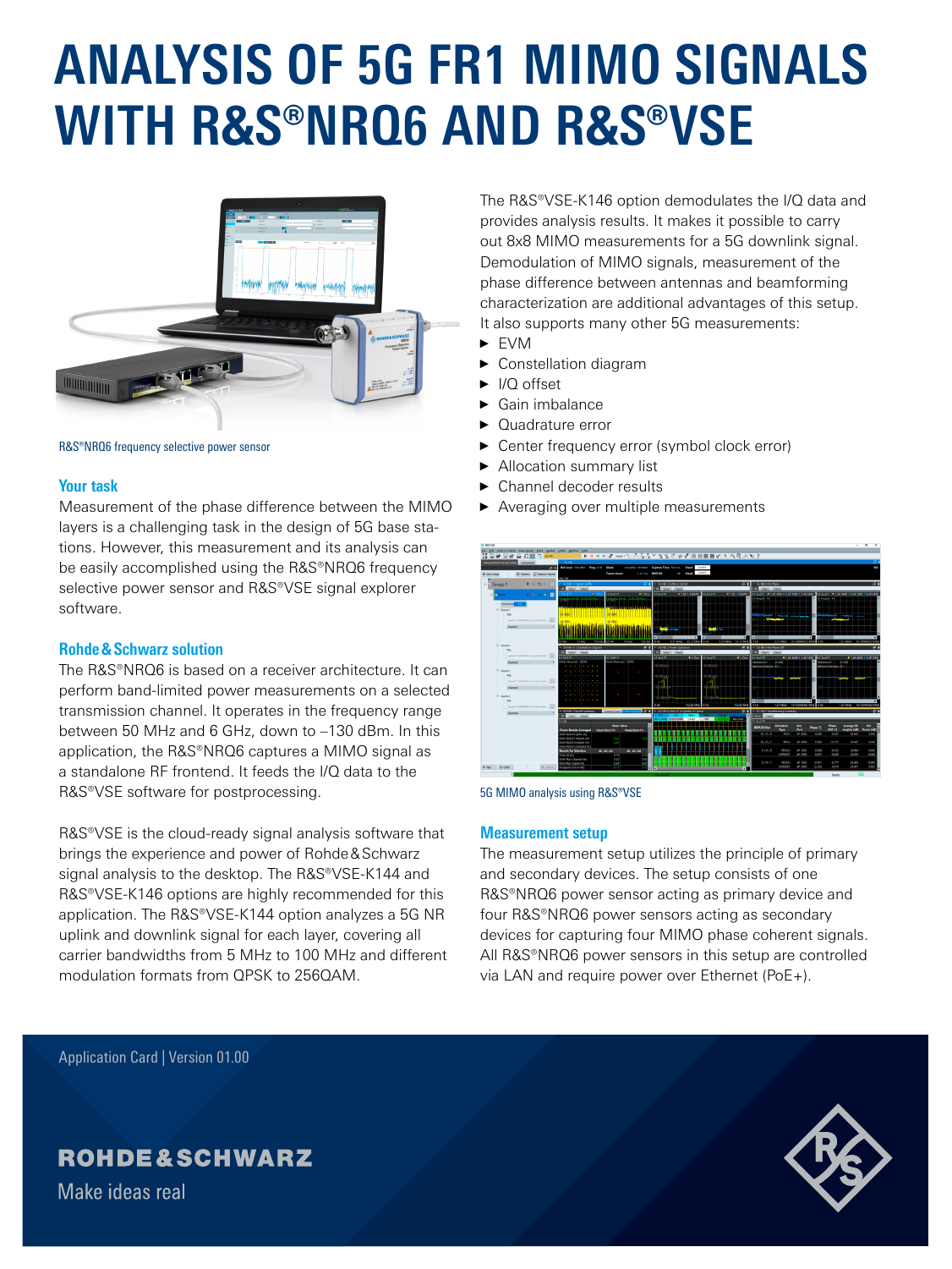# ANALYSIS OF 5G FR1 MIMO SIGNALS WITH R&S®NRQ6 AND R&S®VSE

R&S®NRQ6 frequency selective power sensor

## Your task

Measurement of the phase difference between the MIMO layers is a challenging task in the design of 5G base stations. However, this measurement and its analysis can be easily accomplished using the R&S®NRQ6 frequency selective power sensor and R&S®VSE signal explorer software.

## Rohde & Schwarz solution

The R&S®NRQ6 is based on a receiver architecture. It can perform band-limited power measurements on a selected transmission channel. It operates in the frequency range between 50 MHz and 6 GHz, down to –130 dBm. In this application, the R&S®NRQ6 captures a MIMO signal as a standalone RF frontend. It feeds the I/Q data to the R&S®VSE software for postprocessing.

R&S®VSE is the cloud-ready signal analysis software that brings the experience and power of Rohde & Schwarz signal analysis to the desktop. The R&S®VSE-K144 and R&S®VSE-K146 options are highly recommended for this application. The R&S®VSE-K144 option analyzes a 5G NR uplink and downlink signal for each layer, covering all carrier bandwidths from 5 MHz to 100 MHz and different modulation formats from QPSK to 256QAM.

The R&S®VSE-K146 option demodulates the I/Q data and provides analysis results. It makes it possible to carry out 8x8 MIMO measurements for a 5G downlink signal. Demodulation of MIMO signals, measurement of the phase difference between antennas and beamforming characterization are additional advantages of this setup. It also supports many other 5G measurements:

- EVM
- Constellation diagram
- I/Q offset
- Gain imbalance
- Quadrature error
- Center frequency error (symbol clock error)
- Allocation summary list
- Channel decoder results
- Averaging over multiple measurements

5G MIMO analysis using R&S®VSE

## Measurement setup

The measurement setup utilizes the principle of primary and secondary devices. The setup consists of one R&S®NRQ6 power sensor acting as primary device and four R&S®NRQ6 power sensors acting as secondary devices for capturing four MIMO phase coherent signals. All R&S®NRQ6 power sensors in this setup are controlled via LAN and require power over Ethernet (PoE+).

Application Card | Version 01.00

ROHDE & SCHWARZ

Make ideas real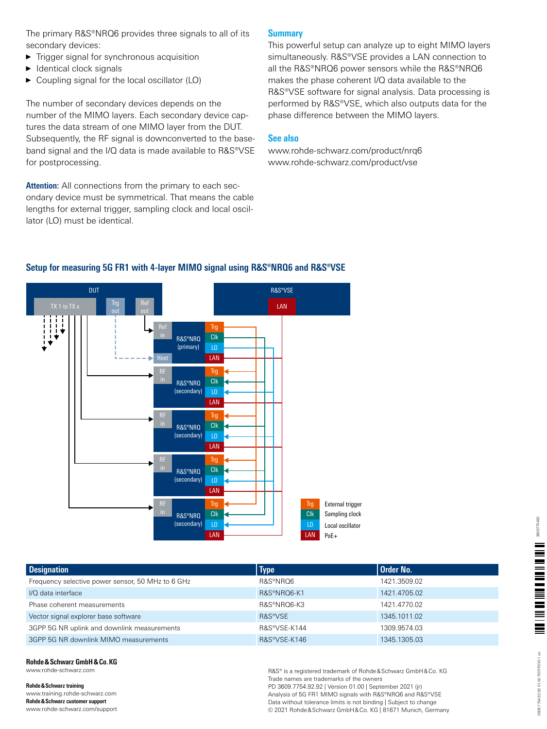The primary R&S®NRQ6 provides three signals to all of its secondary devices:

- Trigger signal for synchronous acquisition
- Identical clock signals
- Coupling signal for the local oscillator (LO)

The number of secondary devices depends on the number of the MIMO layers. Each secondary device captures the data stream of one MIMO layer from the DUT. Subsequently, the RF signal is downconverted to the baseband signal and the I/Q data is made available to R&S®VSE for postprocessing.

**Attention:** All connections from the primary to each secondary device must be symmetrical. That means the cable lengths for external trigger, sampling clock and local oscillator (LO) must be identical.

## Summary

This powerful setup can analyze up to eight MIMO layers simultaneously. R&S®VSE provides a LAN connection to all the R&S®NRQ6 power sensors while the R&S®NRQ6 makes the phase coherent I/Q data available to the R&S®VSE software for signal analysis. Data processing is performed by R&S®VSE, which also outputs data for the phase difference between the MIMO layers.

## See also

www.rohde-schwarz.com/product/nrq6
www.rohde-schwarz.com/product/vse

## Setup for measuring 5G FR1 with 4-layer MIMO signal using R&S®NRQ6 and R&S®VSE

DUT
TX 1 to TX x
Trg out
Ref out
R&S®VSE
LAN
Ref in
Host
R&S®NRQ (primary)
RF in
R&S®NRQ (secondary)
Trg
Clk
LO
LAN

Trg External trigger
Clk Sampling clock
LO Local oscillator
LAN PoE+

| Designation | Type | Order No. |
|---|---|---|
| Frequency selective power sensor, 50 MHz to 6 GHz | R&S®NRQ6 | 1421.3509.02 |
| I/Q data interface | R&S®NRQ6-K1 | 1421.4705.02 |
| Phase coherent measurements | R&S®NRQ6-K3 | 1421.4770.02 |
| Vector signal explorer base software | R&S®VSE | 1345.1011.02 |
| 3GPP 5G NR uplink and downlink measurements | R&S®VSE-K144 | 1309.9574.03 |
| 3GPP 5G NR downlink MIMO measurements | R&S®VSE-K146 | 1345.1305.03 |

**Rohde & Schwarz GmbH & Co. KG**
www.rohde-schwarz.com

**Rohde & Schwarz training**
www.training.rohde-schwarz.com
**Rohde & Schwarz customer support**
www.rohde-schwarz.com/support

R&S® is a registered trademark of Rohde & Schwarz GmbH & Co. KG
Trade names are trademarks of the owners
PD 3609.7754.92 | Version 01.00 | September 2021 (jr)
Analysis of 5G FR1 MIMO signals with R&S®NRQ6 and R&S®VSE
Data without tolerance limits is not binding | Subject to change
© 2021 Rohde & Schwarz GmbH & Co. KG | 81671 Munich, Germany